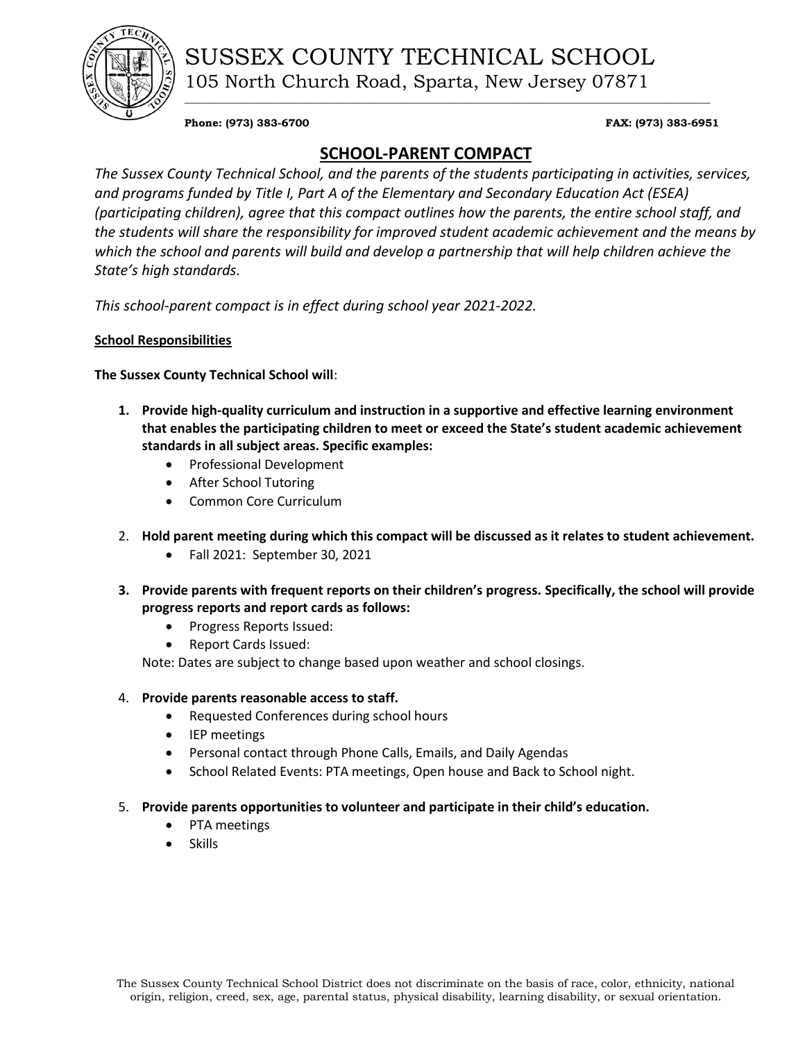# SUSSEX COUNTY TECHNICAL SCHOOL

105 North Church Road, Sparta, New Jersey 07871

**Phone: (973) 383-6700** **FAX: (973) 383-6951**

## SCHOOL-PARENT COMPACT

*The Sussex County Technical School, and the parents of the students participating in activities, services, and programs funded by Title I, Part A of the Elementary and Secondary Education Act (ESEA) (participating children), agree that this compact outlines how the parents, the entire school staff, and the students will share the responsibility for improved student academic achievement and the means by which the school and parents will build and develop a partnership that will help children achieve the State's high standards.*

*This school-parent compact is in effect during school year 2021-2022.*

**School Responsibilities**

**The Sussex County Technical School will**:

1. **Provide high-quality curriculum and instruction in a supportive and effective learning environment that enables the participating children to meet or exceed the State's student academic achievement standards in all subject areas. Specific examples:**
   - Professional Development
   - After School Tutoring
   - Common Core Curriculum
2. **Hold parent meeting during which this compact will be discussed as it relates to student achievement.**
   - Fall 2021: September 30, 2021
3. **Provide parents with frequent reports on their children's progress. Specifically, the school will provide progress reports and report cards as follows:**
   - Progress Reports Issued:
   - Report Cards Issued:

   Note: Dates are subject to change based upon weather and school closings.
4. **Provide parents reasonable access to staff.**
   - Requested Conferences during school hours
   - IEP meetings
   - Personal contact through Phone Calls, Emails, and Daily Agendas
   - School Related Events: PTA meetings, Open house and Back to School night.
5. **Provide parents opportunities to volunteer and participate in their child's education.**
   - PTA meetings
   - Skills

The Sussex County Technical School District does not discriminate on the basis of race, color, ethnicity, national origin, religion, creed, sex, age, parental status, physical disability, learning disability, or sexual orientation.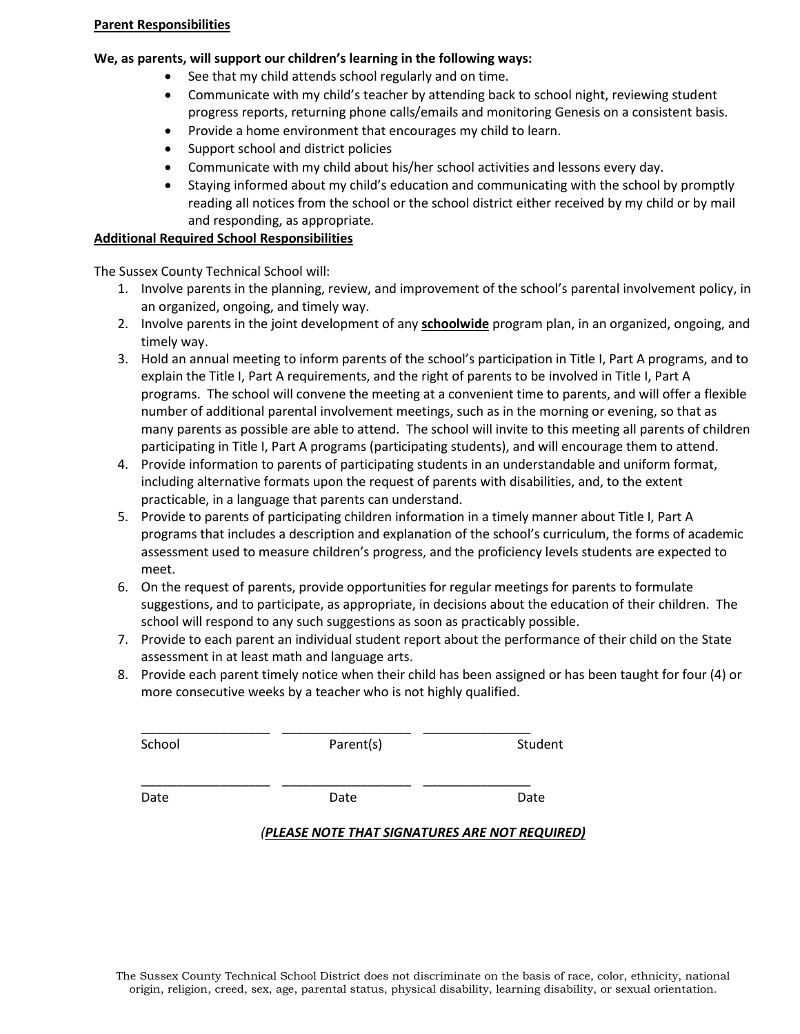**Parent Responsibilities**

**We, as parents, will support our children's learning in the following ways:**

- See that my child attends school regularly and on time.
- Communicate with my child's teacher by attending back to school night, reviewing student progress reports, returning phone calls/emails and monitoring Genesis on a consistent basis.
- Provide a home environment that encourages my child to learn.
- Support school and district policies
- Communicate with my child about his/her school activities and lessons every day.
- Staying informed about my child's education and communicating with the school by promptly reading all notices from the school or the school district either received by my child or by mail and responding, as appropriate.

**Additional Required School Responsibilities**

The Sussex County Technical School will:

1. Involve parents in the planning, review, and improvement of the school's parental involvement policy, in an organized, ongoing, and timely way.
2. Involve parents in the joint development of any **schoolwide** program plan, in an organized, ongoing, and timely way.
3. Hold an annual meeting to inform parents of the school's participation in Title I, Part A programs, and to explain the Title I, Part A requirements, and the right of parents to be involved in Title I, Part A programs. The school will convene the meeting at a convenient time to parents, and will offer a flexible number of additional parental involvement meetings, such as in the morning or evening, so that as many parents as possible are able to attend. The school will invite to this meeting all parents of children participating in Title I, Part A programs (participating students), and will encourage them to attend.
4. Provide information to parents of participating students in an understandable and uniform format, including alternative formats upon the request of parents with disabilities, and, to the extent practicable, in a language that parents can understand.
5. Provide to parents of participating children information in a timely manner about Title I, Part A programs that includes a description and explanation of the school's curriculum, the forms of academic assessment used to measure children's progress, and the proficiency levels students are expected to meet.
6. On the request of parents, provide opportunities for regular meetings for parents to formulate suggestions, and to participate, as appropriate, in decisions about the education of their children. The school will respond to any such suggestions as soon as practicably possible.
7. Provide to each parent an individual student report about the performance of their child on the State assessment in at least math and language arts.
8. Provide each parent timely notice when their child has been assigned or has been taught for four (4) or more consecutive weeks by a teacher who is not highly qualified.

| | | |
|---|---|---|
| __________________ | __________________ | _______________ |
| School | Parent(s) | Student |
| __________________ | __________________ | _______________ |
| Date | Date | Date |

(***PLEASE NOTE THAT SIGNATURES ARE NOT REQUIRED)***

The Sussex County Technical School District does not discriminate on the basis of race, color, ethnicity, national origin, religion, creed, sex, age, parental status, physical disability, learning disability, or sexual orientation.